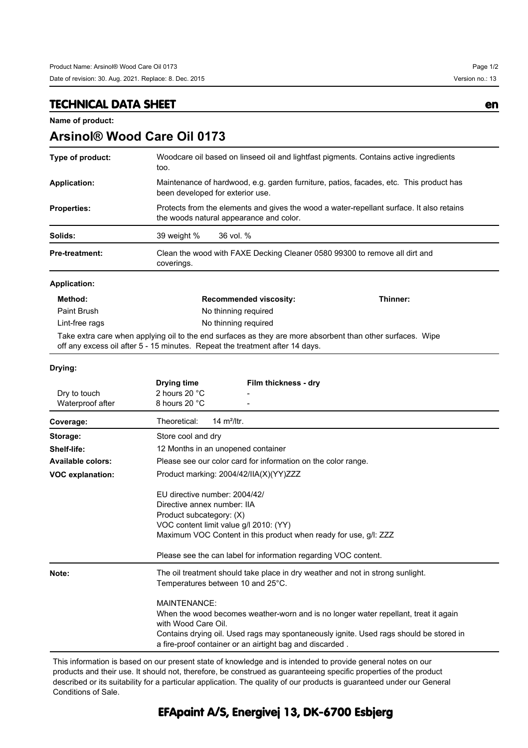## TECHNICAL DATA SHEET

en

**Name of product:**

# Arsinol® Wood Care Oil 0173

| | |
|---|---|
| **Type of product:** | Woodcare oil based on linseed oil and lightfast pigments. Contains active ingredients too. |
| **Application:** | Maintenance of hardwood, e.g. garden furniture, patios, facades, etc. This product has been developed for exterior use. |
| **Properties:** | Protects from the elements and gives the wood a water-repellant surface. It also retains the woods natural appearance and color. |
| **Solids:** | 39 weight % 36 vol. % |
| **Pre-treatment:** | Clean the wood with FAXE Decking Cleaner 0580 99300 to remove all dirt and coverings. |

**Application:**

| Method: | Recommended viscosity: | Thinner: |
|---|---|---|
| Paint Brush | No thinning required | |
| Lint-free rags | No thinning required | |

Take extra care when applying oil to the end surfaces as they are more absorbent than other surfaces. Wipe off any excess oil after 5 - 15 minutes. Repeat the treatment after 14 days.

**Drying:**

| | Drying time | Film thickness - dry |
|---|---|---|
| Dry to touch | 2 hours 20 °C | - |
| Waterproof after | 8 hours 20 °C | - |

| | |
|---|---|
| **Coverage:** | Theoretical: 14 m²/ltr. |
| **Storage:** | Store cool and dry |
| **Shelf-life:** | 12 Months in an unopened container |
| **Available colors:** | Please see our color card for information on the color range. |
| **VOC explanation:** | Product marking: 2004/42/IIA(X)(YY)ZZZ<br><br>EU directive number: 2004/42/<br>Directive annex number: IIA<br>Product subcategory: (X)<br>VOC content limit value g/l 2010: (YY)<br>Maximum VOC Content in this product when ready for use, g/l: ZZZ<br><br>Please see the can label for information regarding VOC content. |
| **Note:** | The oil treatment should take place in dry weather and not in strong sunlight. Temperatures between 10 and 25°C.<br><br>MAINTENANCE:<br>When the wood becomes weather-worn and is no longer water repellant, treat it again with Wood Care Oil.<br>Contains drying oil. Used rags may spontaneously ignite. Used rags should be stored in a fire-proof container or an airtight bag and discarded . |

This information is based on our present state of knowledge and is intended to provide general notes on our products and their use. It should not, therefore, be construed as guaranteeing specific properties of the product described or its suitability for a particular application. The quality of our products is guaranteed under our General Conditions of Sale.

**EFApaint A/S, Energivej 13, DK-6700 Esbjerg**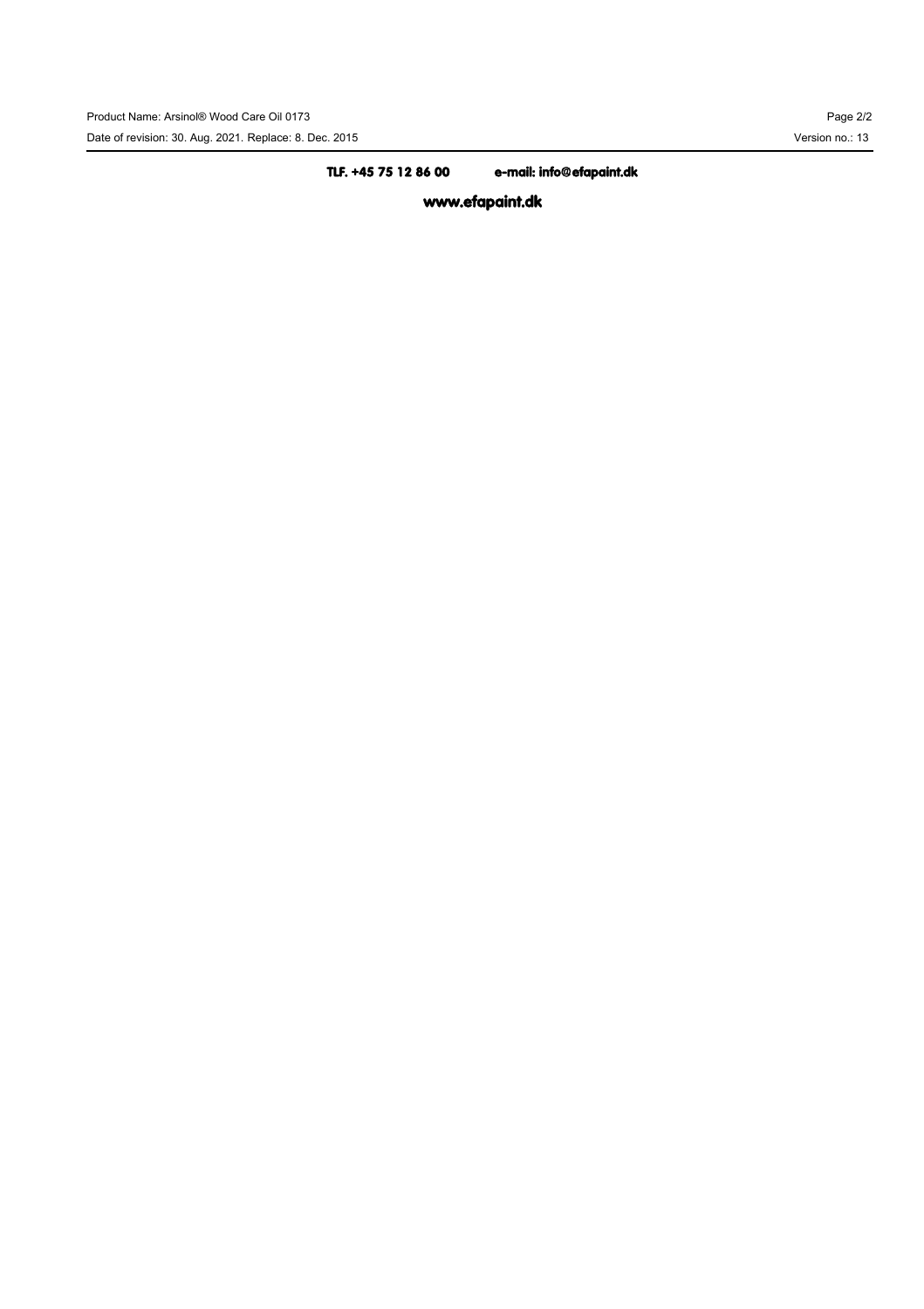**TLF. +45 75 12 86 00** **e-mail: info@efapaint.dk**

**www.efapaint.dk**